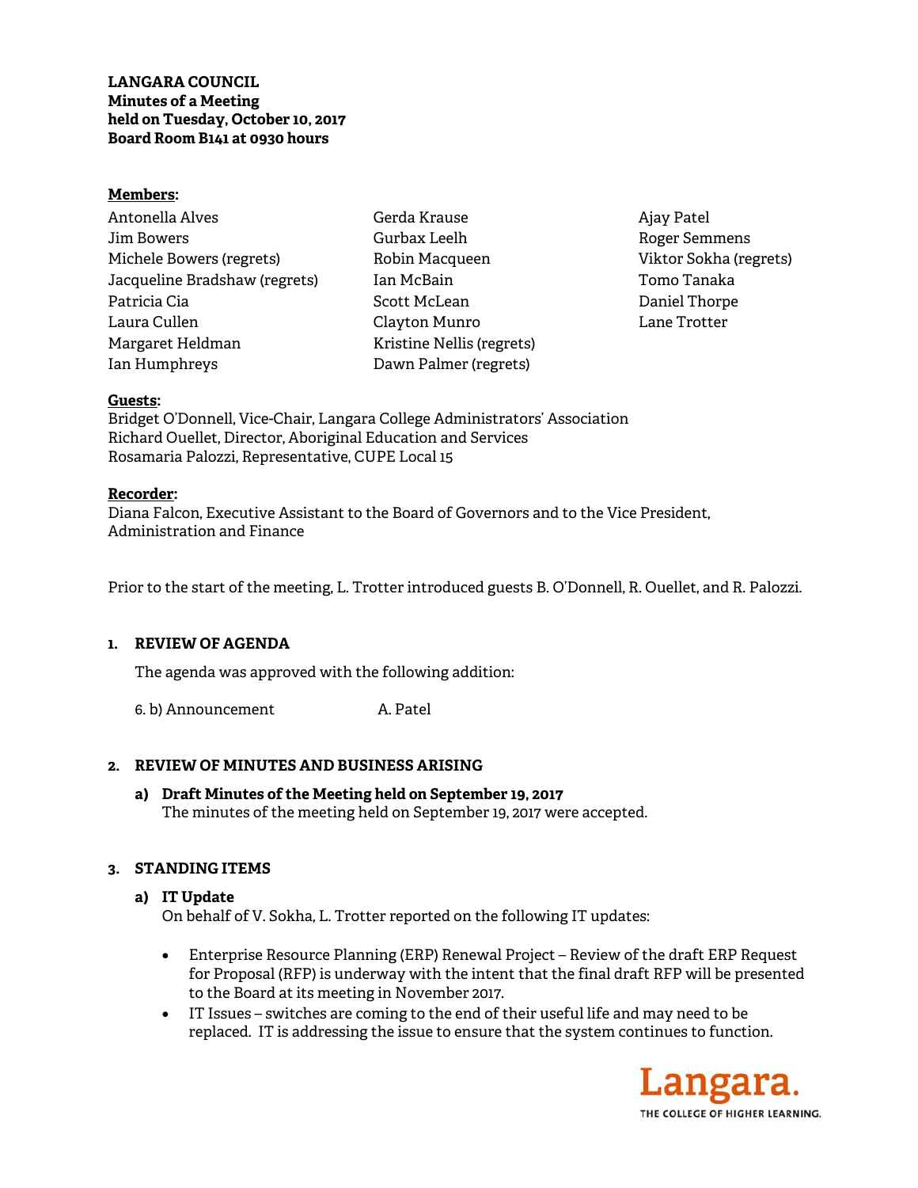**LANGARA COUNCIL**
**Minutes of a Meeting**
**held on Tuesday, October 10, 2017**
**Board Room B141 at 0930 hours**

**Members:**

Antonella Alves
Jim Bowers
Michele Bowers (regrets)
Jacqueline Bradshaw (regrets)
Patricia Cia
Laura Cullen
Margaret Heldman
Ian Humphreys
Gerda Krause
Gurbax Leelh
Robin Macqueen
Ian McBain
Scott McLean
Clayton Munro
Kristine Nellis (regrets)
Dawn Palmer (regrets)
Ajay Patel
Roger Semmens
Viktor Sokha (regrets)
Tomo Tanaka
Daniel Thorpe
Lane Trotter

**Guests:**
Bridget O'Donnell, Vice-Chair, Langara College Administrators' Association
Richard Ouellet, Director, Aboriginal Education and Services
Rosamaria Palozzi, Representative, CUPE Local 15

**Recorder:**
Diana Falcon, Executive Assistant to the Board of Governors and to the Vice President, Administration and Finance

Prior to the start of the meeting, L. Trotter introduced guests B. O'Donnell, R. Ouellet, and R. Palozzi.

## 1. REVIEW OF AGENDA

The agenda was approved with the following addition:

6. b) Announcement — A. Patel

## 2. REVIEW OF MINUTES AND BUSINESS ARISING

**a) Draft Minutes of the Meeting held on September 19, 2017**
The minutes of the meeting held on September 19, 2017 were accepted.

## 3. STANDING ITEMS

**a) IT Update**
On behalf of V. Sokha, L. Trotter reported on the following IT updates:

- Enterprise Resource Planning (ERP) Renewal Project – Review of the draft ERP Request for Proposal (RFP) is underway with the intent that the final draft RFP will be presented to the Board at its meeting in November 2017.
- IT Issues – switches are coming to the end of their useful life and may need to be replaced. IT is addressing the issue to ensure that the system continues to function.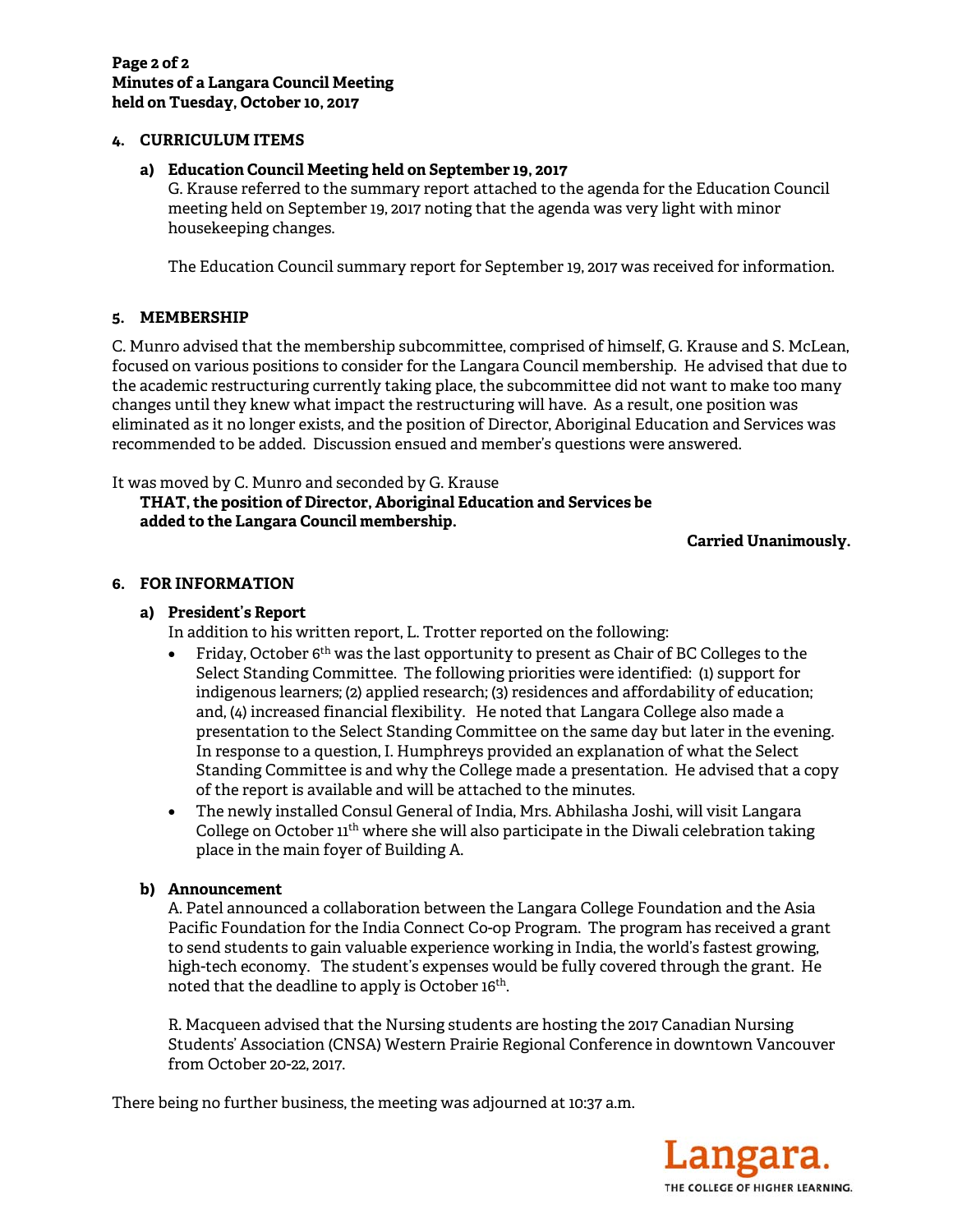## 4. CURRICULUM ITEMS

### a) Education Council Meeting held on September 19, 2017

G. Krause referred to the summary report attached to the agenda for the Education Council meeting held on September 19, 2017 noting that the agenda was very light with minor housekeeping changes.

The Education Council summary report for September 19, 2017 was received for information.

## 5. MEMBERSHIP

C. Munro advised that the membership subcommittee, comprised of himself, G. Krause and S. McLean, focused on various positions to consider for the Langara Council membership. He advised that due to the academic restructuring currently taking place, the subcommittee did not want to make too many changes until they knew what impact the restructuring will have. As a result, one position was eliminated as it no longer exists, and the position of Director, Aboriginal Education and Services was recommended to be added. Discussion ensued and member's questions were answered.

It was moved by C. Munro and seconded by G. Krause

**THAT, the position of Director, Aboriginal Education and Services be added to the Langara Council membership.**

**Carried Unanimously.**

## 6. FOR INFORMATION

### a) President's Report

In addition to his written report, L. Trotter reported on the following:

- Friday, October 6th was the last opportunity to present as Chair of BC Colleges to the Select Standing Committee. The following priorities were identified: (1) support for indigenous learners; (2) applied research; (3) residences and affordability of education; and, (4) increased financial flexibility. He noted that Langara College also made a presentation to the Select Standing Committee on the same day but later in the evening. In response to a question, I. Humphreys provided an explanation of what the Select Standing Committee is and why the College made a presentation. He advised that a copy of the report is available and will be attached to the minutes.
- The newly installed Consul General of India, Mrs. Abhilasha Joshi, will visit Langara College on October 11th where she will also participate in the Diwali celebration taking place in the main foyer of Building A.

### b) Announcement

A. Patel announced a collaboration between the Langara College Foundation and the Asia Pacific Foundation for the India Connect Co-op Program. The program has received a grant to send students to gain valuable experience working in India, the world's fastest growing, high-tech economy. The student's expenses would be fully covered through the grant. He noted that the deadline to apply is October 16th.

R. Macqueen advised that the Nursing students are hosting the 2017 Canadian Nursing Students' Association (CNSA) Western Prairie Regional Conference in downtown Vancouver from October 20-22, 2017.

There being no further business, the meeting was adjourned at 10:37 a.m.

Langara.
THE COLLEGE OF HIGHER LEARNING.